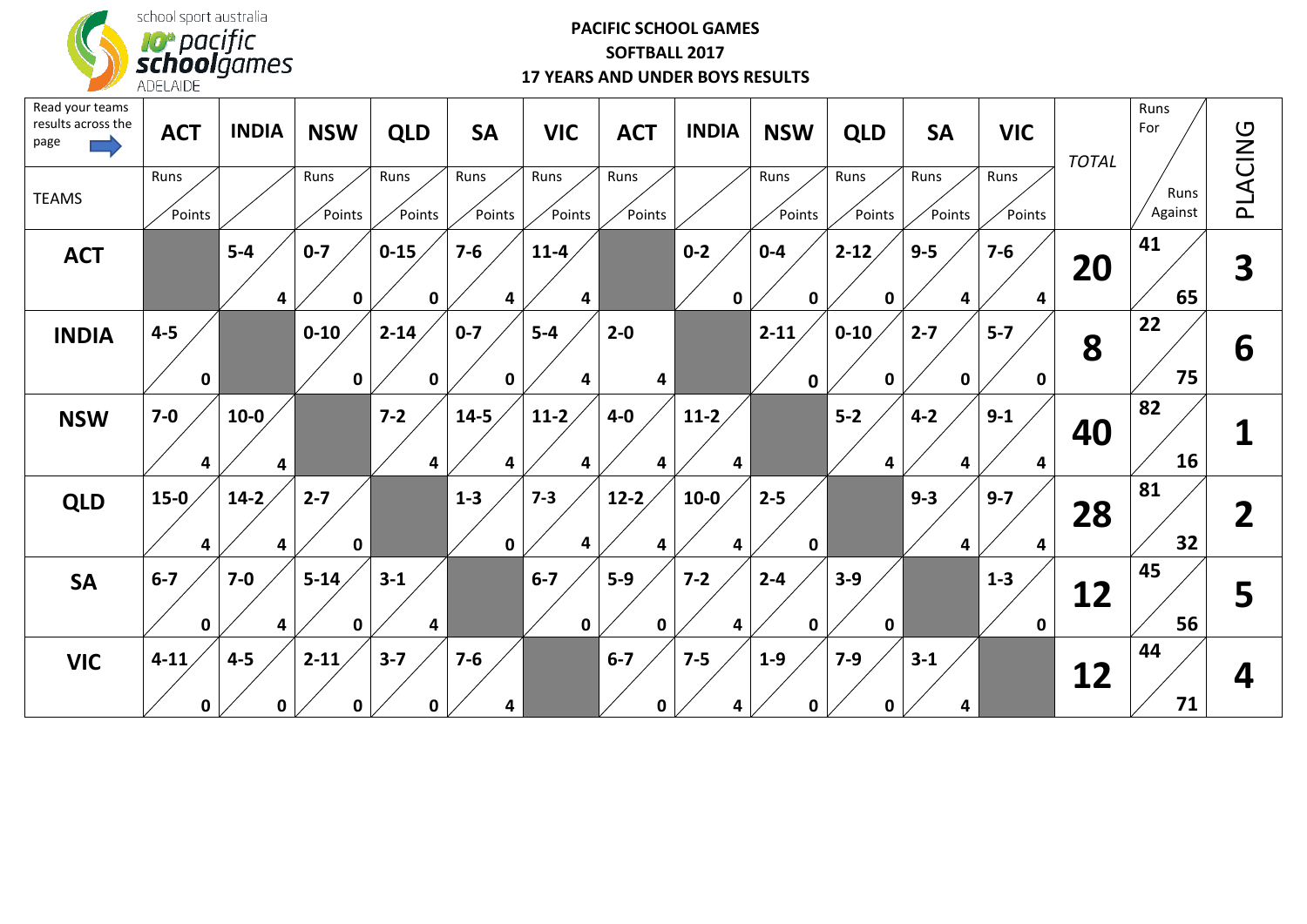school sport australia
10th pacific schoolgames
ADELAIDE

# PACIFIC SCHOOL GAMES
## SOFTBALL 2017
## 17 YEARS AND UNDER BOYS RESULTS

Read your teams results across the page

Each result cell shows Runs (For-Against) / Points.

| TEAMS | ACT | INDIA | NSW | QLD | SA | VIC | ACT | INDIA | NSW | QLD | SA | VIC | TOTAL | Runs For | Runs Against | PLACING |
|---|---|---|---|---|---|---|---|---|---|---|---|---|---|---|---|---|
| **ACT** | | 5-4 / 4 | 0-7 / 0 | 0-15 / 0 | 7-6 / 4 | 11-4 / 4 | | 0-2 / 0 | 0-4 / 0 | 2-12 / 0 | 9-5 / 4 | 7-6 / 4 | **20** | 41 | 65 | **3** |
| **INDIA** | 4-5 / 0 | | 0-10 / 0 | 2-14 / 0 | 0-7 / 0 | 5-4 / 4 | 2-0 / 4 | | 2-11 / 0 | 0-10 / 0 | 2-7 / 0 | 5-7 / 0 | **8** | 22 | 75 | **6** |
| **NSW** | 7-0 / 4 | 10-0 / 4 | | 7-2 / 4 | 14-5 / 4 | 11-2 / 4 | 4-0 / 4 | 11-2 / 4 | | 5-2 / 4 | 4-2 / 4 | 9-1 / 4 | **40** | 82 | 16 | **1** |
| **QLD** | 15-0 / 4 | 14-2 / 4 | 2-7 / 0 | | 1-3 / 0 | 7-3 / 4 | 12-2 / 4 | 10-0 / 4 | 2-5 / 0 | | 9-3 / 4 | 9-7 / 4 | **28** | 81 | 32 | **2** |
| **SA** | 6-7 / 0 | 7-0 / 4 | 5-14 / 0 | 3-1 / 4 | | 6-7 / 0 | 5-9 / 0 | 7-2 / 4 | 2-4 / 0 | 3-9 / 0 | | 1-3 / 0 | **12** | 45 | 56 | **5** |
| **VIC** | 4-11 / 0 | 4-5 / 0 | 2-11 / 0 | 3-7 / 0 | 7-6 / 4 | | 6-7 / 0 | 7-5 / 4 | 1-9 / 0 | 7-9 / 0 | 3-1 / 4 | | **12** | 44 | 71 | **4** |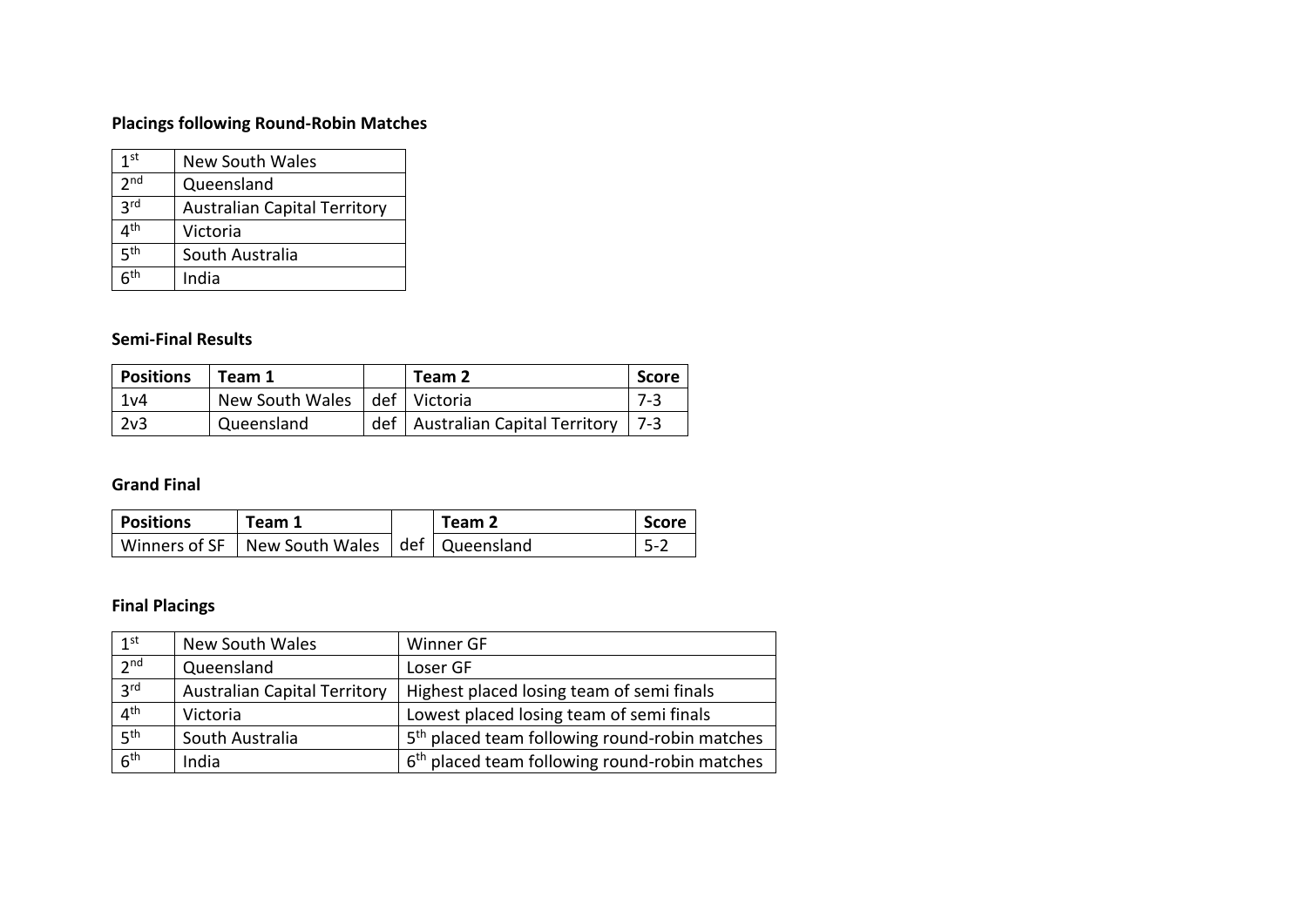**Placings following Round-Robin Matches**

| | |
|---|---|
| 1st | New South Wales |
| 2nd | Queensland |
| 3rd | Australian Capital Territory |
| 4th | Victoria |
| 5th | South Australia |
| 6th | India |

**Semi-Final Results**

| Positions | Team 1 | | Team 2 | Score |
|---|---|---|---|---|
| 1v4 | New South Wales | def | Victoria | 7-3 |
| 2v3 | Queensland | def | Australian Capital Territory | 7-3 |

**Grand Final**

| Positions | Team 1 | | Team 2 | Score |
|---|---|---|---|---|
| Winners of SF | New South Wales | def | Queensland | 5-2 |

**Final Placings**

| | | |
|---|---|---|
| 1st | New South Wales | Winner GF |
| 2nd | Queensland | Loser GF |
| 3rd | Australian Capital Territory | Highest placed losing team of semi finals |
| 4th | Victoria | Lowest placed losing team of semi finals |
| 5th | South Australia | 5th placed team following round-robin matches |
| 6th | India | 6th placed team following round-robin matches |